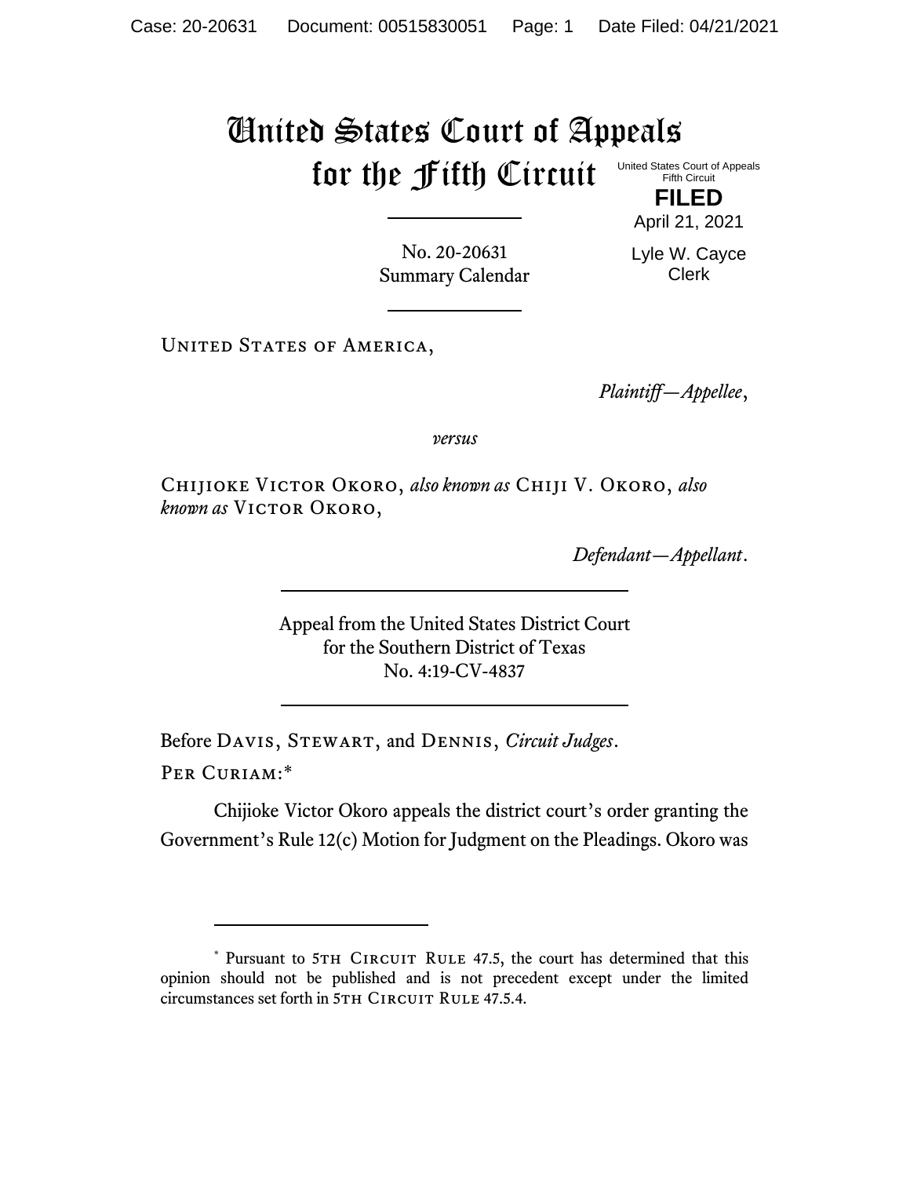# United States Court of Appeals for the Fifth Circuit

United States Court of Appeals
Fifth Circuit

**FILED**

April 21, 2021

Lyle W. Cayce
Clerk

No. 20-20631
Summary Calendar

---

United States of America,

*Plaintiff—Appellee*,

*versus*

Chijioke Victor Okoro, *also known as* Chiji V. Okoro, *also known as* Victor Okoro,

*Defendant—Appellant*.

---

Appeal from the United States District Court
for the Southern District of Texas
No. 4:19-CV-4837

---

Before Davis, Stewart, and Dennis, *Circuit Judges*.

Per Curiam:*

Chijioke Victor Okoro appeals the district court's order granting the Government's Rule 12(c) Motion for Judgment on the Pleadings. Okoro was

---

\* Pursuant to 5th Circuit Rule 47.5, the court has determined that this opinion should not be published and is not precedent except under the limited circumstances set forth in 5th Circuit Rule 47.5.4.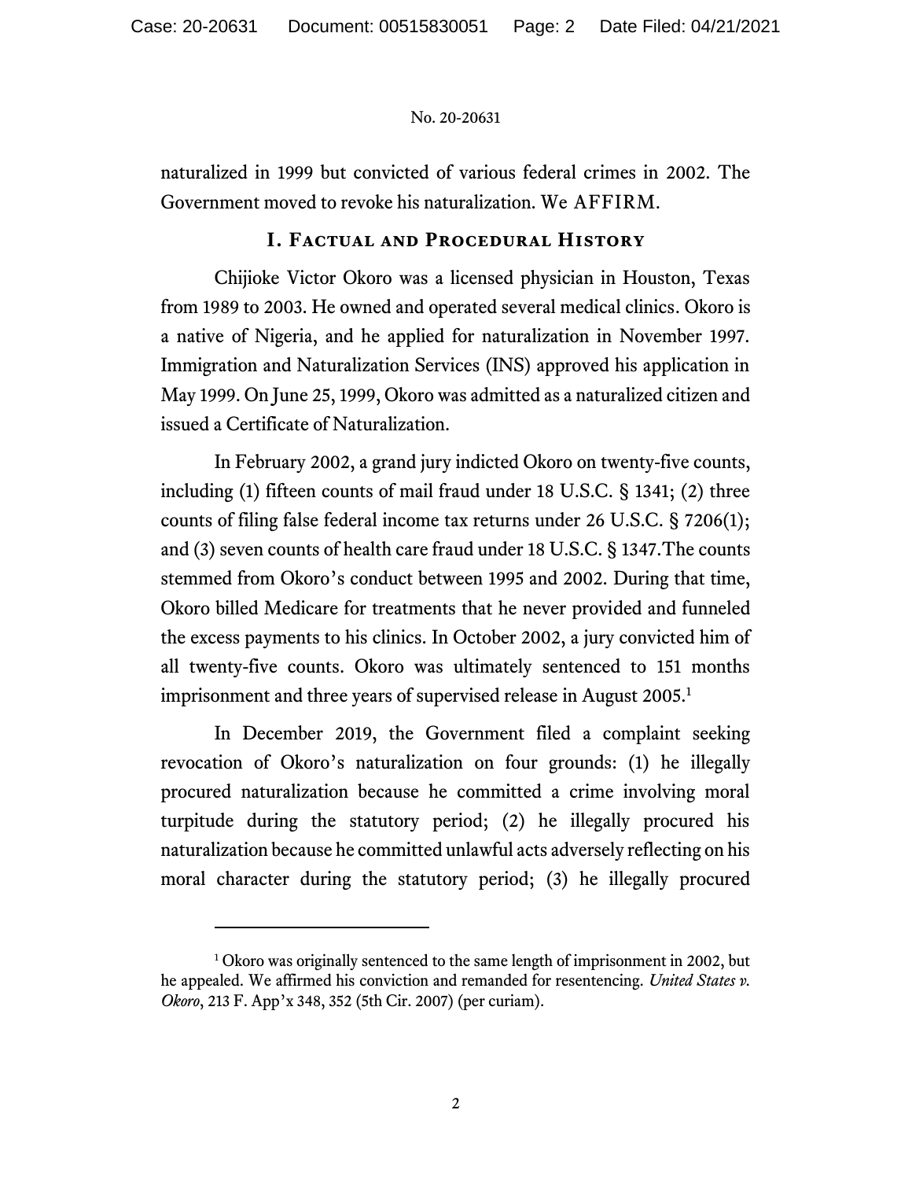naturalized in 1999 but convicted of various federal crimes in 2002. The Government moved to revoke his naturalization. We AFFIRM.

## I. Factual and Procedural History

Chijioke Victor Okoro was a licensed physician in Houston, Texas from 1989 to 2003. He owned and operated several medical clinics. Okoro is a native of Nigeria, and he applied for naturalization in November 1997. Immigration and Naturalization Services (INS) approved his application in May 1999. On June 25, 1999, Okoro was admitted as a naturalized citizen and issued a Certificate of Naturalization.

In February 2002, a grand jury indicted Okoro on twenty-five counts, including (1) fifteen counts of mail fraud under 18 U.S.C. § 1341; (2) three counts of filing false federal income tax returns under 26 U.S.C. § 7206(1); and (3) seven counts of health care fraud under 18 U.S.C. § 1347. The counts stemmed from Okoro's conduct between 1995 and 2002. During that time, Okoro billed Medicare for treatments that he never provided and funneled the excess payments to his clinics. In October 2002, a jury convicted him of all twenty-five counts. Okoro was ultimately sentenced to 151 months imprisonment and three years of supervised release in August 2005.[1]

In December 2019, the Government filed a complaint seeking revocation of Okoro's naturalization on four grounds: (1) he illegally procured naturalization because he committed a crime involving moral turpitude during the statutory period; (2) he illegally procured his naturalization because he committed unlawful acts adversely reflecting on his moral character during the statutory period; (3) he illegally procured

---

[1] Okoro was originally sentenced to the same length of imprisonment in 2002, but he appealed. We affirmed his conviction and remanded for resentencing. *United States v. Okoro*, 213 F. App'x 348, 352 (5th Cir. 2007) (per curiam).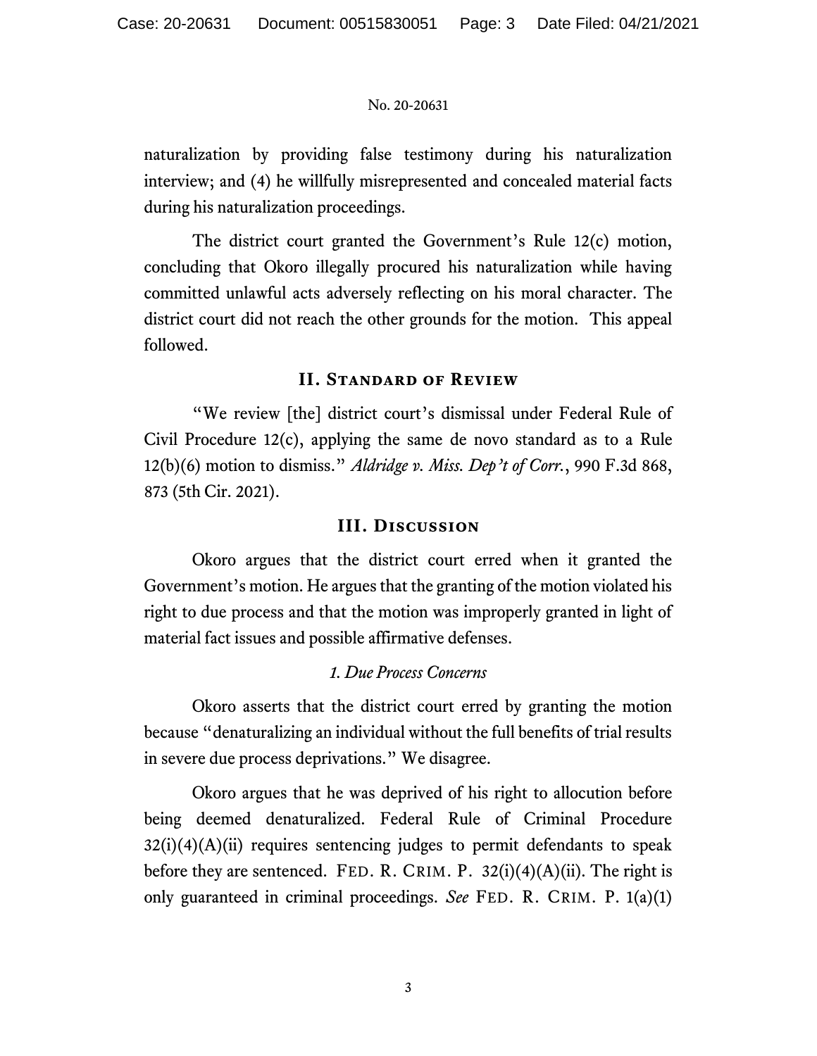naturalization by providing false testimony during his naturalization interview; and (4) he willfully misrepresented and concealed material facts during his naturalization proceedings.

The district court granted the Government's Rule 12(c) motion, concluding that Okoro illegally procured his naturalization while having committed unlawful acts adversely reflecting on his moral character. The district court did not reach the other grounds for the motion. This appeal followed.

## II. Standard of Review

"We review [the] district court's dismissal under Federal Rule of Civil Procedure 12(c), applying the same de novo standard as to a Rule 12(b)(6) motion to dismiss." *Aldridge v. Miss. Dep't of Corr.*, 990 F.3d 868, 873 (5th Cir. 2021).

## III. Discussion

Okoro argues that the district court erred when it granted the Government's motion. He argues that the granting of the motion violated his right to due process and that the motion was improperly granted in light of material fact issues and possible affirmative defenses.

### *1. Due Process Concerns*

Okoro asserts that the district court erred by granting the motion because "denaturalizing an individual without the full benefits of trial results in severe due process deprivations." We disagree.

Okoro argues that he was deprived of his right to allocution before being deemed denaturalized. Federal Rule of Criminal Procedure 32(i)(4)(A)(ii) requires sentencing judges to permit defendants to speak before they are sentenced. FED. R. CRIM. P. 32(i)(4)(A)(ii). The right is only guaranteed in criminal proceedings. *See* FED. R. CRIM. P. 1(a)(1)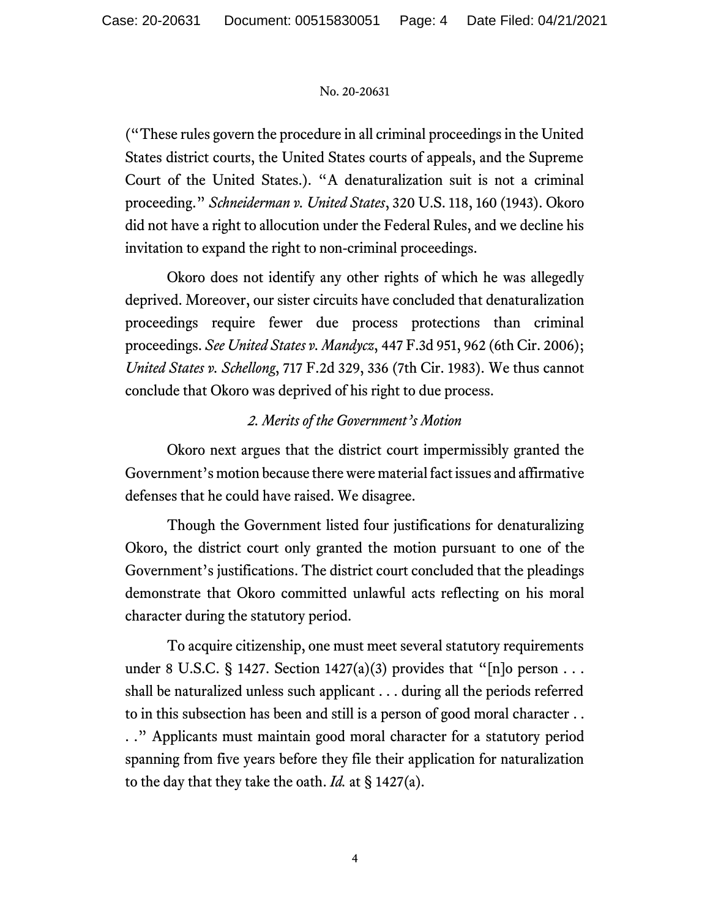("These rules govern the procedure in all criminal proceedings in the United States district courts, the United States courts of appeals, and the Supreme Court of the United States.). "A denaturalization suit is not a criminal proceeding." *Schneiderman v. United States*, 320 U.S. 118, 160 (1943). Okoro did not have a right to allocution under the Federal Rules, and we decline his invitation to expand the right to non-criminal proceedings.

Okoro does not identify any other rights of which he was allegedly deprived. Moreover, our sister circuits have concluded that denaturalization proceedings require fewer due process protections than criminal proceedings. *See United States v. Mandycz*, 447 F.3d 951, 962 (6th Cir. 2006); *United States v. Schellong*, 717 F.2d 329, 336 (7th Cir. 1983). We thus cannot conclude that Okoro was deprived of his right to due process.

*2. Merits of the Government's Motion*

Okoro next argues that the district court impermissibly granted the Government's motion because there were material fact issues and affirmative defenses that he could have raised. We disagree.

Though the Government listed four justifications for denaturalizing Okoro, the district court only granted the motion pursuant to one of the Government's justifications. The district court concluded that the pleadings demonstrate that Okoro committed unlawful acts reflecting on his moral character during the statutory period.

To acquire citizenship, one must meet several statutory requirements under 8 U.S.C. § 1427. Section 1427(a)(3) provides that "[n]o person . . . shall be naturalized unless such applicant . . . during all the periods referred to in this subsection has been and still is a person of good moral character . . . ." Applicants must maintain good moral character for a statutory period spanning from five years before they file their application for naturalization to the day that they take the oath. *Id.* at § 1427(a).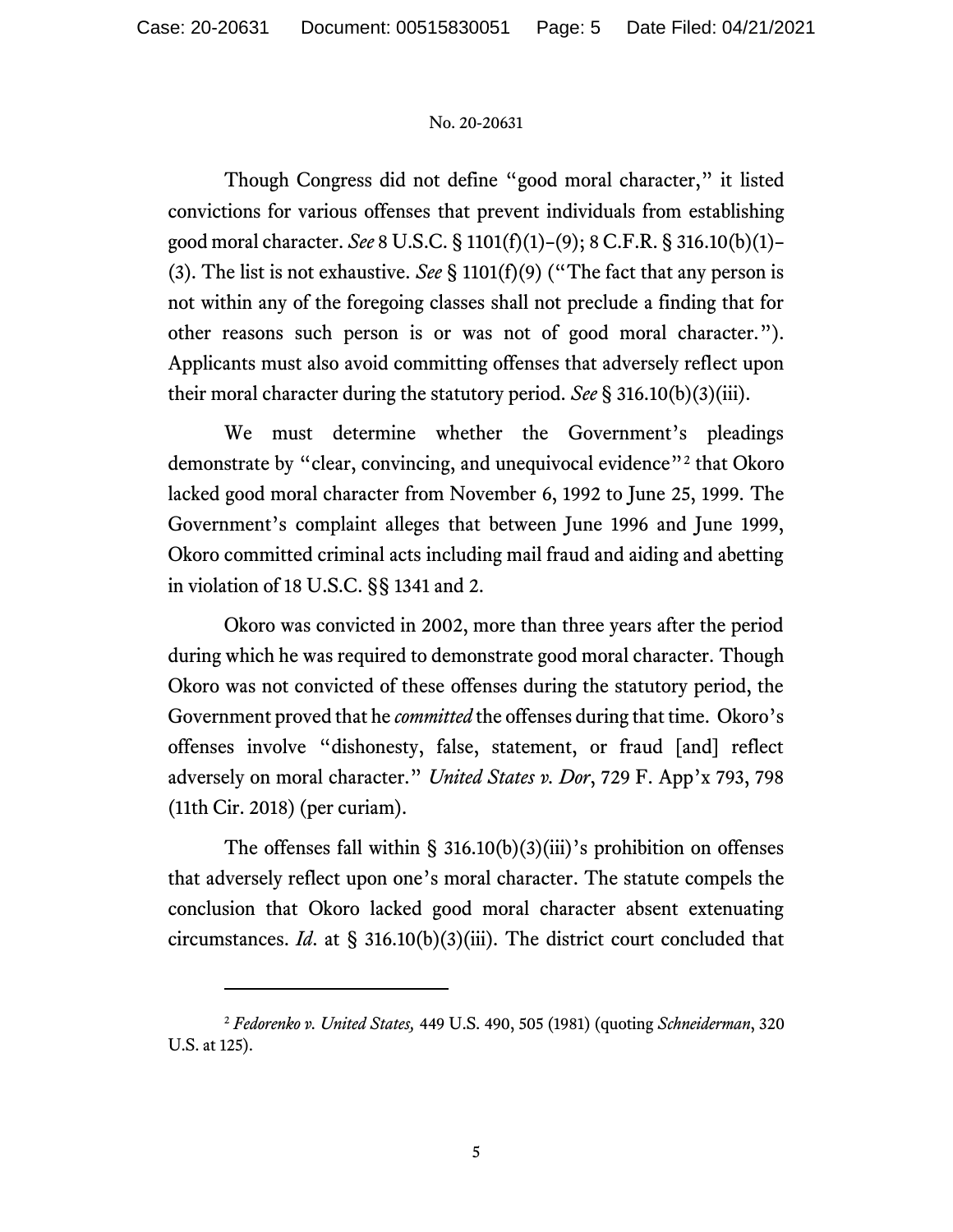Though Congress did not define "good moral character," it listed convictions for various offenses that prevent individuals from establishing good moral character. *See* 8 U.S.C. § 1101(f)(1)–(9); 8 C.F.R. § 316.10(b)(1)–(3). The list is not exhaustive. *See* § 1101(f)(9) ("The fact that any person is not within any of the foregoing classes shall not preclude a finding that for other reasons such person is or was not of good moral character."). Applicants must also avoid committing offenses that adversely reflect upon their moral character during the statutory period. *See* § 316.10(b)(3)(iii).

We must determine whether the Government's pleadings demonstrate by "clear, convincing, and unequivocal evidence"[2] that Okoro lacked good moral character from November 6, 1992 to June 25, 1999. The Government's complaint alleges that between June 1996 and June 1999, Okoro committed criminal acts including mail fraud and aiding and abetting in violation of 18 U.S.C. §§ 1341 and 2.

Okoro was convicted in 2002, more than three years after the period during which he was required to demonstrate good moral character. Though Okoro was not convicted of these offenses during the statutory period, the Government proved that he *committed* the offenses during that time. Okoro's offenses involve "dishonesty, false, statement, or fraud [and] reflect adversely on moral character." *United States v. Dor*, 729 F. App'x 793, 798 (11th Cir. 2018) (per curiam).

The offenses fall within § 316.10(b)(3)(iii)'s prohibition on offenses that adversely reflect upon one's moral character. The statute compels the conclusion that Okoro lacked good moral character absent extenuating circumstances. *Id*. at § 316.10(b)(3)(iii). The district court concluded that

---

[2] *Fedorenko v. United States,* 449 U.S. 490, 505 (1981) (quoting *Schneiderman*, 320 U.S. at 125).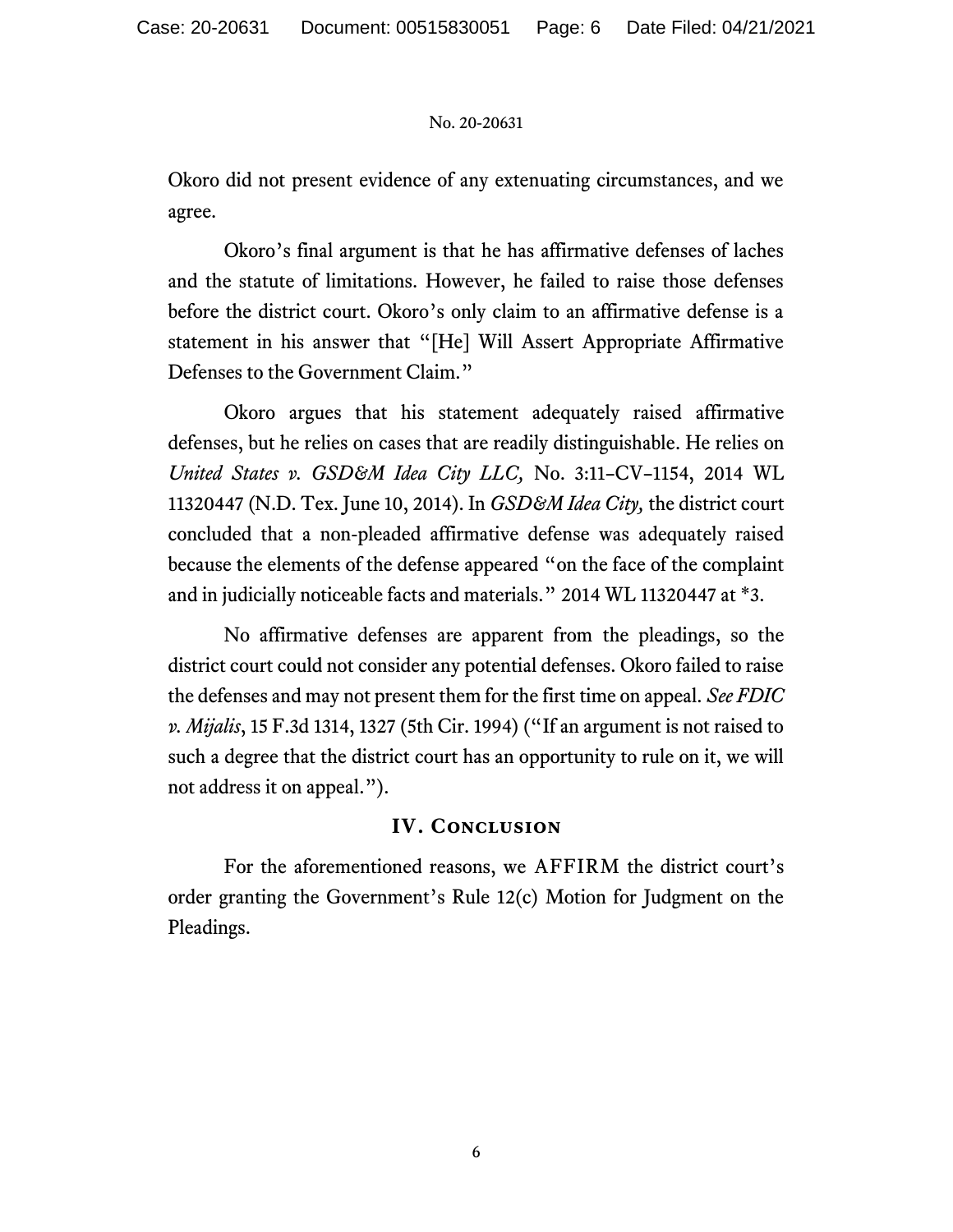Okoro did not present evidence of any extenuating circumstances, and we agree.

Okoro's final argument is that he has affirmative defenses of laches and the statute of limitations. However, he failed to raise those defenses before the district court. Okoro's only claim to an affirmative defense is a statement in his answer that "[He] Will Assert Appropriate Affirmative Defenses to the Government Claim."

Okoro argues that his statement adequately raised affirmative defenses, but he relies on cases that are readily distinguishable. He relies on *United States v. GSD&M Idea City LLC,* No. 3:11–CV–1154, 2014 WL 11320447 (N.D. Tex. June 10, 2014). In *GSD&M Idea City,* the district court concluded that a non-pleaded affirmative defense was adequately raised because the elements of the defense appeared "on the face of the complaint and in judicially noticeable facts and materials." 2014 WL 11320447 at *3.

No affirmative defenses are apparent from the pleadings, so the district court could not consider any potential defenses. Okoro failed to raise the defenses and may not present them for the first time on appeal. *See FDIC v. Mijalis*, 15 F.3d 1314, 1327 (5th Cir. 1994) ("If an argument is not raised to such a degree that the district court has an opportunity to rule on it, we will not address it on appeal.").

## IV. Conclusion

For the aforementioned reasons, we AFFIRM the district court's order granting the Government's Rule 12(c) Motion for Judgment on the Pleadings.